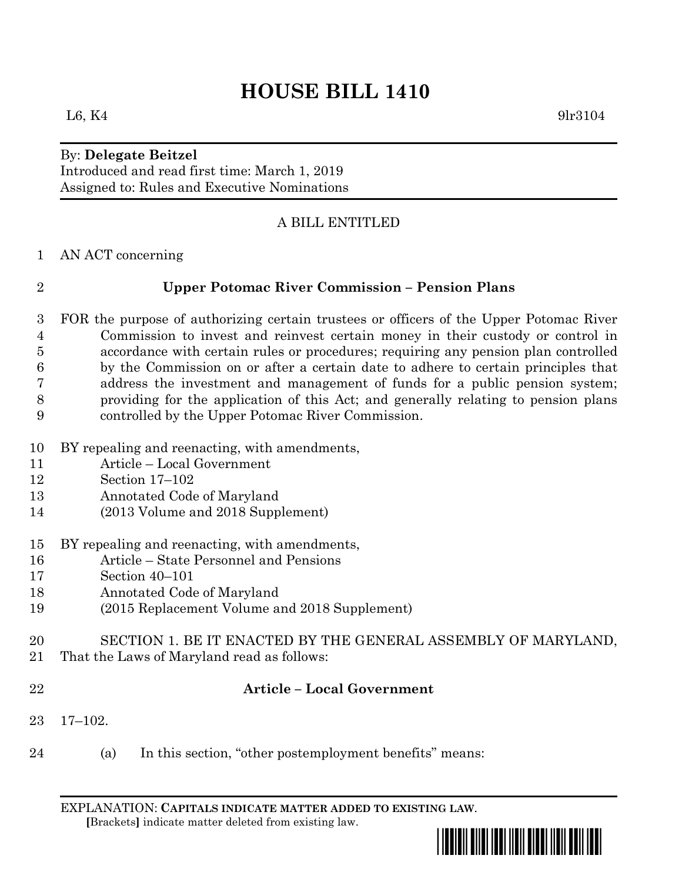# HOUSE BILL 1410

L6, K4 9lr3104

By: **Delegate Beitzel**
Introduced and read first time: March 1, 2019
Assigned to: Rules and Executive Nominations

A BILL ENTITLED

AN ACT concerning

**Upper Potomac River Commission – Pension Plans**

FOR the purpose of authorizing certain trustees or officers of the Upper Potomac River Commission to invest and reinvest certain money in their custody or control in accordance with certain rules or procedures; requiring any pension plan controlled by the Commission on or after a certain date to adhere to certain principles that address the investment and management of funds for a public pension system; providing for the application of this Act; and generally relating to pension plans controlled by the Upper Potomac River Commission.

BY repealing and reenacting, with amendments,
Article – Local Government
Section 17–102
Annotated Code of Maryland
(2013 Volume and 2018 Supplement)

BY repealing and reenacting, with amendments,
Article – State Personnel and Pensions
Section 40–101
Annotated Code of Maryland
(2015 Replacement Volume and 2018 Supplement)

SECTION 1. BE IT ENACTED BY THE GENERAL ASSEMBLY OF MARYLAND, That the Laws of Maryland read as follows:

**Article – Local Government**

17–102.

(a) In this section, "other postemployment benefits" means:

EXPLANATION: **CAPITALS INDICATE MATTER ADDED TO EXISTING LAW**.
**[**Brackets**]** indicate matter deleted from existing law.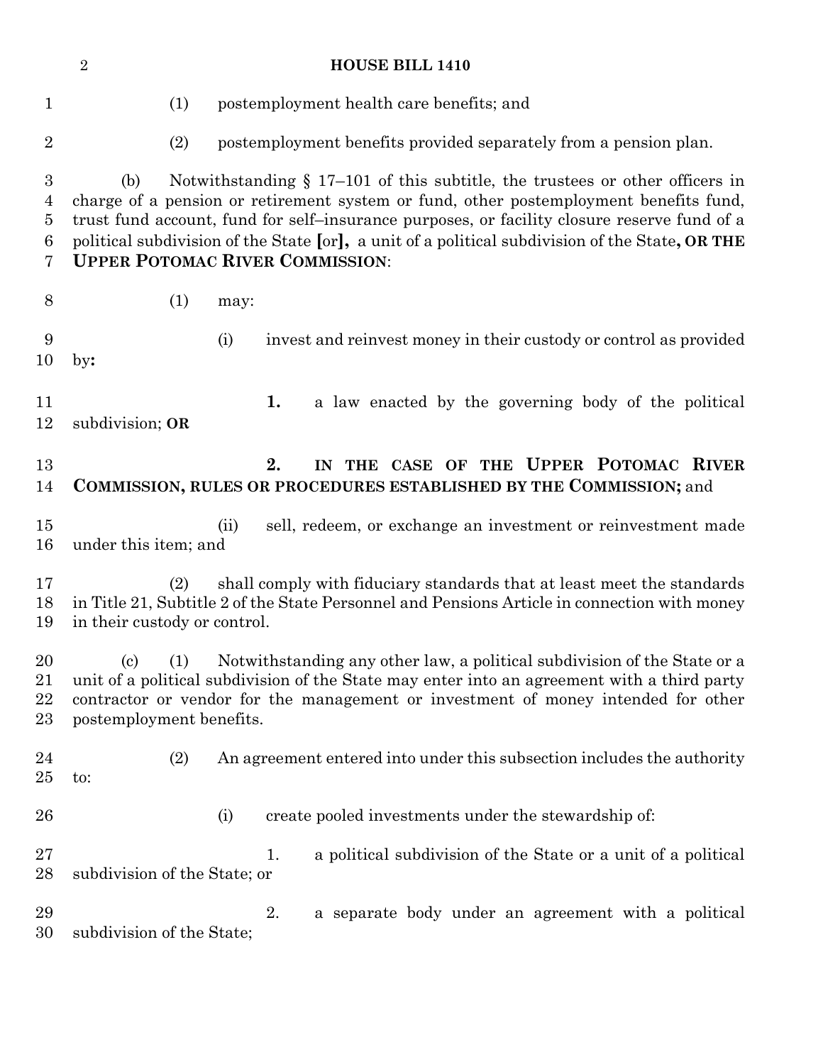(1) postemployment health care benefits; and

(2) postemployment benefits provided separately from a pension plan.

(b) Notwithstanding § 17–101 of this subtitle, the trustees or other officers in charge of a pension or retirement system or fund, other postemployment benefits fund, trust fund account, fund for self–insurance purposes, or facility closure reserve fund of a political subdivision of the State **[**or**]**, a unit of a political subdivision of the State**, OR THE UPPER POTOMAC RIVER COMMISSION**:

(1) may:

(i) invest and reinvest money in their custody or control as provided by**:**

**1.** a law enacted by the governing body of the political subdivision; **OR**

**2. IN THE CASE OF THE UPPER POTOMAC RIVER COMMISSION, RULES OR PROCEDURES ESTABLISHED BY THE COMMISSION;** and

(ii) sell, redeem, or exchange an investment or reinvestment made under this item; and

(2) shall comply with fiduciary standards that at least meet the standards in Title 21, Subtitle 2 of the State Personnel and Pensions Article in connection with money in their custody or control.

(c) (1) Notwithstanding any other law, a political subdivision of the State or a unit of a political subdivision of the State may enter into an agreement with a third party contractor or vendor for the management or investment of money intended for other postemployment benefits.

(2) An agreement entered into under this subsection includes the authority to:

(i) create pooled investments under the stewardship of:

1. a political subdivision of the State or a unit of a political subdivision of the State; or

2. a separate body under an agreement with a political subdivision of the State;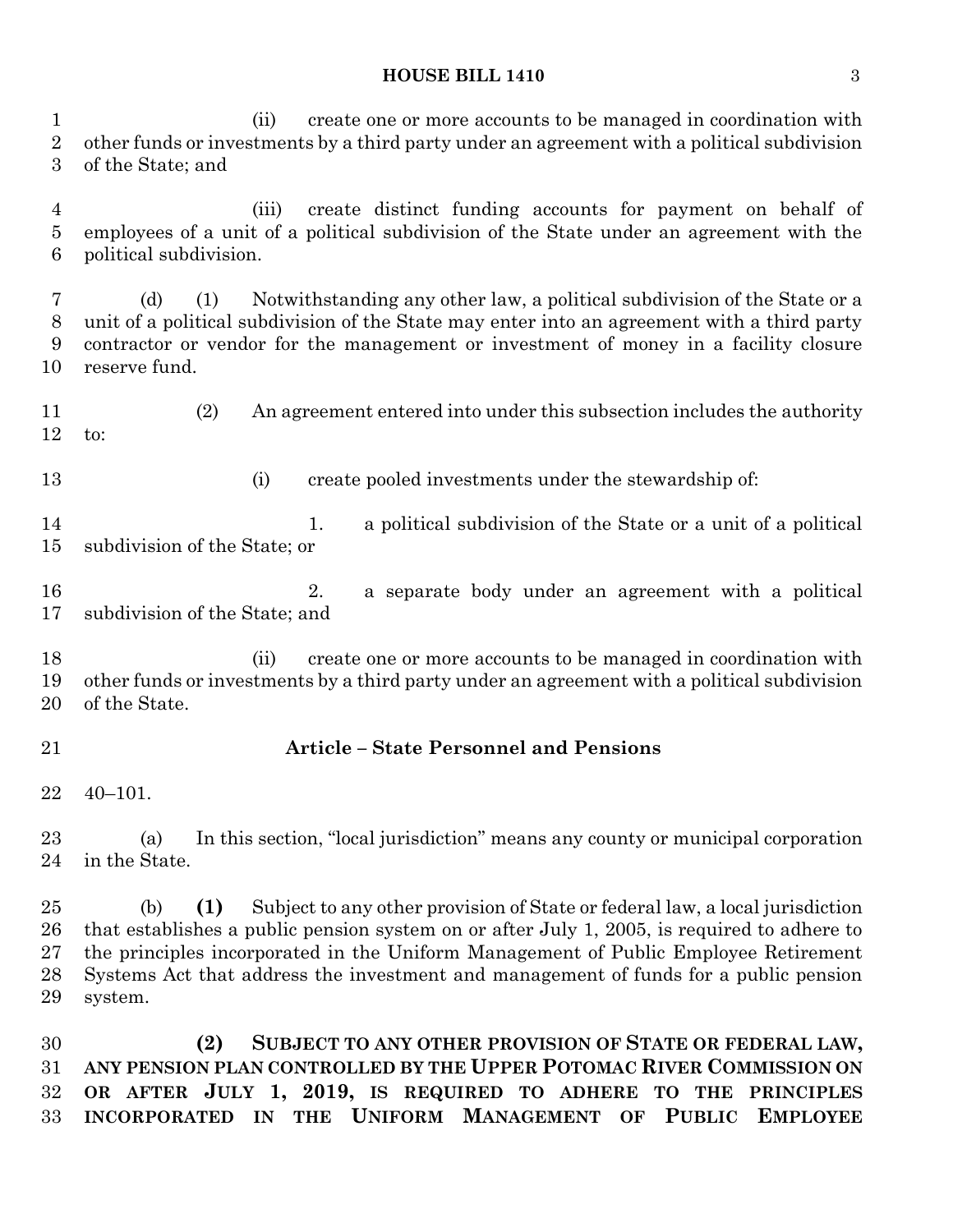(ii) create one or more accounts to be managed in coordination with other funds or investments by a third party under an agreement with a political subdivision of the State; and

(iii) create distinct funding accounts for payment on behalf of employees of a unit of a political subdivision of the State under an agreement with the political subdivision.

(d) (1) Notwithstanding any other law, a political subdivision of the State or a unit of a political subdivision of the State may enter into an agreement with a third party contractor or vendor for the management or investment of money in a facility closure reserve fund.

(2) An agreement entered into under this subsection includes the authority to:

(i) create pooled investments under the stewardship of:

1. a political subdivision of the State or a unit of a political subdivision of the State; or

2. a separate body under an agreement with a political subdivision of the State; and

(ii) create one or more accounts to be managed in coordination with other funds or investments by a third party under an agreement with a political subdivision of the State.

## Article – State Personnel and Pensions

40–101.

(a) In this section, "local jurisdiction" means any county or municipal corporation in the State.

(b) **(1)** Subject to any other provision of State or federal law, a local jurisdiction that establishes a public pension system on or after July 1, 2005, is required to adhere to the principles incorporated in the Uniform Management of Public Employee Retirement Systems Act that address the investment and management of funds for a public pension system.

**(2) SUBJECT TO ANY OTHER PROVISION OF STATE OR FEDERAL LAW, ANY PENSION PLAN CONTROLLED BY THE UPPER POTOMAC RIVER COMMISSION ON OR AFTER JULY 1, 2019, IS REQUIRED TO ADHERE TO THE PRINCIPLES INCORPORATED IN THE UNIFORM MANAGEMENT OF PUBLIC EMPLOYEE**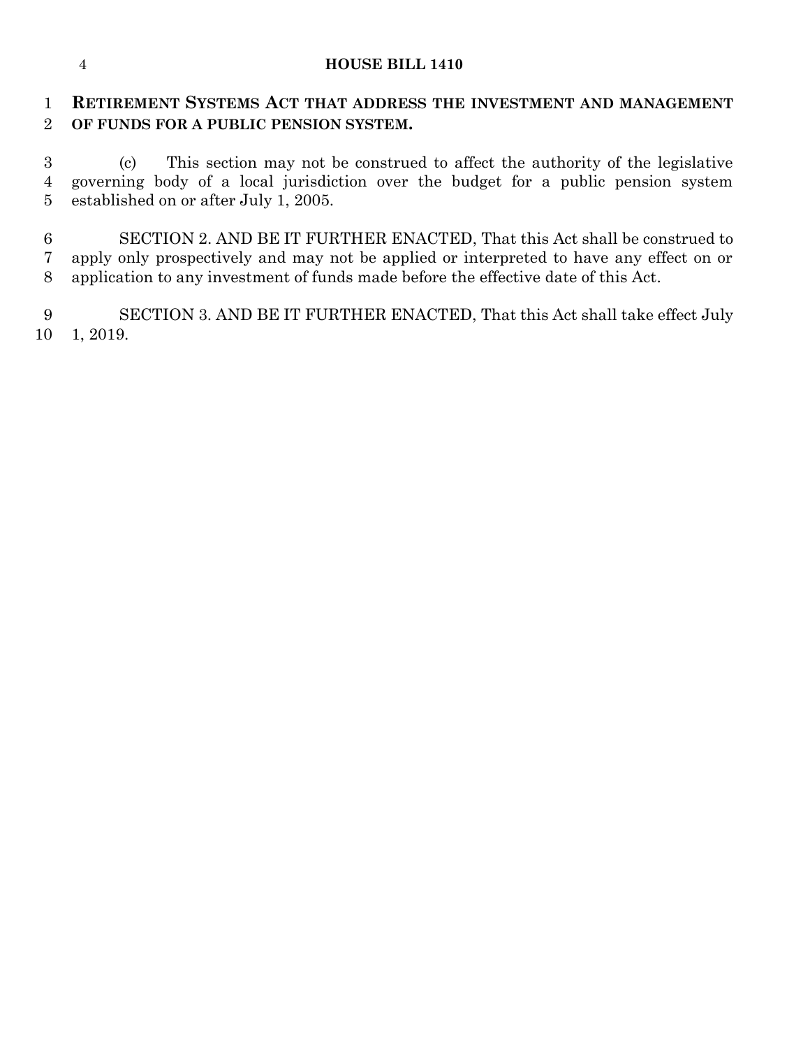**RETIREMENT SYSTEMS ACT THAT ADDRESS THE INVESTMENT AND MANAGEMENT OF FUNDS FOR A PUBLIC PENSION SYSTEM.**

(c) This section may not be construed to affect the authority of the legislative governing body of a local jurisdiction over the budget for a public pension system established on or after July 1, 2005.

SECTION 2. AND BE IT FURTHER ENACTED, That this Act shall be construed to apply only prospectively and may not be applied or interpreted to have any effect on or application to any investment of funds made before the effective date of this Act.

SECTION 3. AND BE IT FURTHER ENACTED, That this Act shall take effect July 1, 2019.